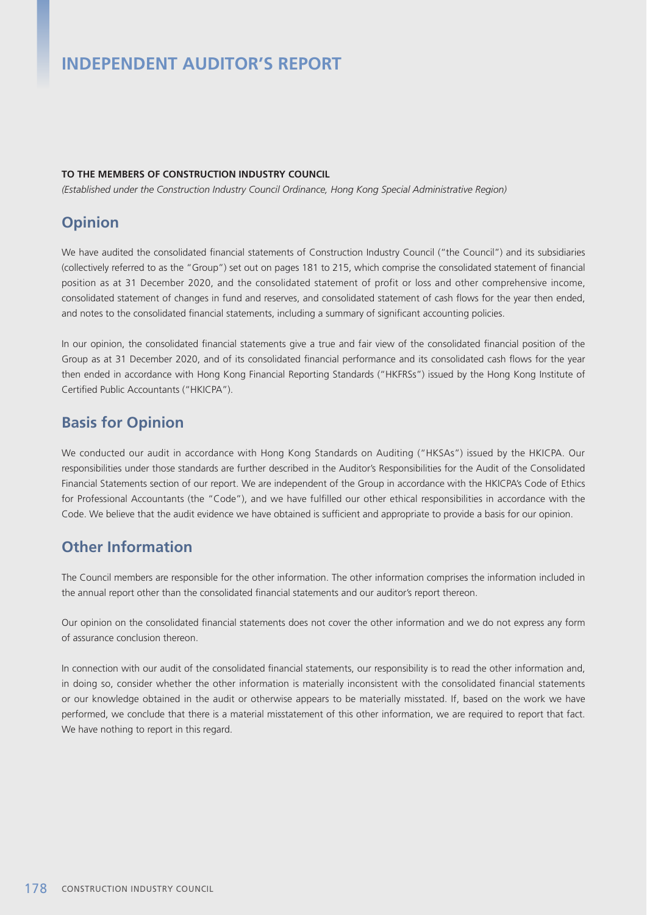# INDEPENDENT AUDITOR'S REPORT

**TO THE MEMBERS OF CONSTRUCTION INDUSTRY COUNCIL**

*(Established under the Construction Industry Council Ordinance, Hong Kong Special Administrative Region)*

## Opinion

We have audited the consolidated financial statements of Construction Industry Council ("the Council") and its subsidiaries (collectively referred to as the "Group") set out on pages 181 to 215, which comprise the consolidated statement of financial position as at 31 December 2020, and the consolidated statement of profit or loss and other comprehensive income, consolidated statement of changes in fund and reserves, and consolidated statement of cash flows for the year then ended, and notes to the consolidated financial statements, including a summary of significant accounting policies.

In our opinion, the consolidated financial statements give a true and fair view of the consolidated financial position of the Group as at 31 December 2020, and of its consolidated financial performance and its consolidated cash flows for the year then ended in accordance with Hong Kong Financial Reporting Standards ("HKFRSs") issued by the Hong Kong Institute of Certified Public Accountants ("HKICPA").

## Basis for Opinion

We conducted our audit in accordance with Hong Kong Standards on Auditing ("HKSAs") issued by the HKICPA. Our responsibilities under those standards are further described in the Auditor's Responsibilities for the Audit of the Consolidated Financial Statements section of our report. We are independent of the Group in accordance with the HKICPA's Code of Ethics for Professional Accountants (the "Code"), and we have fulfilled our other ethical responsibilities in accordance with the Code. We believe that the audit evidence we have obtained is sufficient and appropriate to provide a basis for our opinion.

## Other Information

The Council members are responsible for the other information. The other information comprises the information included in the annual report other than the consolidated financial statements and our auditor's report thereon.

Our opinion on the consolidated financial statements does not cover the other information and we do not express any form of assurance conclusion thereon.

In connection with our audit of the consolidated financial statements, our responsibility is to read the other information and, in doing so, consider whether the other information is materially inconsistent with the consolidated financial statements or our knowledge obtained in the audit or otherwise appears to be materially misstated. If, based on the work we have performed, we conclude that there is a material misstatement of this other information, we are required to report that fact. We have nothing to report in this regard.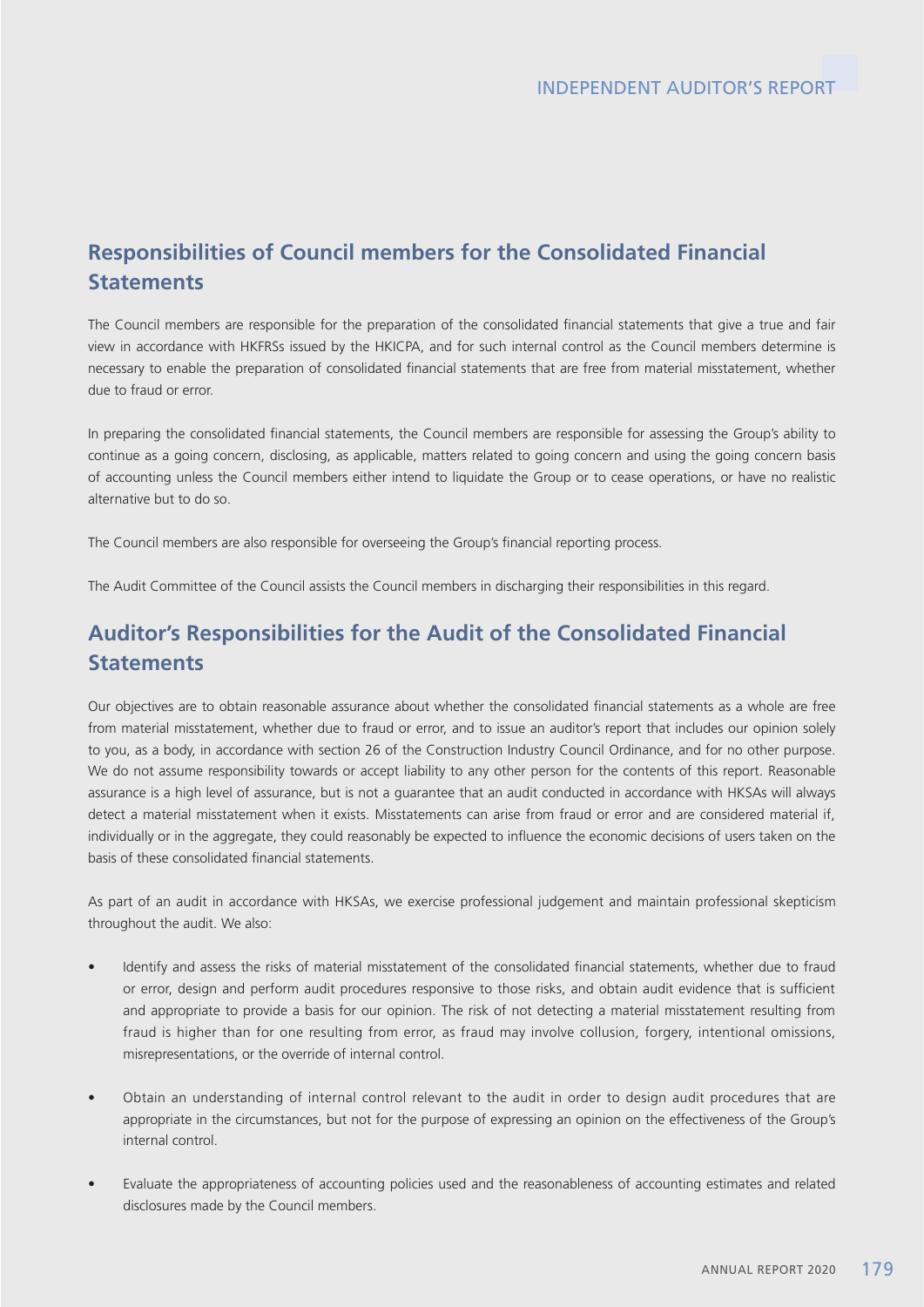## Responsibilities of Council members for the Consolidated Financial Statements

The Council members are responsible for the preparation of the consolidated financial statements that give a true and fair view in accordance with HKFRSs issued by the HKICPA, and for such internal control as the Council members determine is necessary to enable the preparation of consolidated financial statements that are free from material misstatement, whether due to fraud or error.

In preparing the consolidated financial statements, the Council members are responsible for assessing the Group's ability to continue as a going concern, disclosing, as applicable, matters related to going concern and using the going concern basis of accounting unless the Council members either intend to liquidate the Group or to cease operations, or have no realistic alternative but to do so.

The Council members are also responsible for overseeing the Group's financial reporting process.

The Audit Committee of the Council assists the Council members in discharging their responsibilities in this regard.

## Auditor's Responsibilities for the Audit of the Consolidated Financial Statements

Our objectives are to obtain reasonable assurance about whether the consolidated financial statements as a whole are free from material misstatement, whether due to fraud or error, and to issue an auditor's report that includes our opinion solely to you, as a body, in accordance with section 26 of the Construction Industry Council Ordinance, and for no other purpose. We do not assume responsibility towards or accept liability to any other person for the contents of this report. Reasonable assurance is a high level of assurance, but is not a guarantee that an audit conducted in accordance with HKSAs will always detect a material misstatement when it exists. Misstatements can arise from fraud or error and are considered material if, individually or in the aggregate, they could reasonably be expected to influence the economic decisions of users taken on the basis of these consolidated financial statements.

As part of an audit in accordance with HKSAs, we exercise professional judgement and maintain professional skepticism throughout the audit. We also:

- Identify and assess the risks of material misstatement of the consolidated financial statements, whether due to fraud or error, design and perform audit procedures responsive to those risks, and obtain audit evidence that is sufficient and appropriate to provide a basis for our opinion. The risk of not detecting a material misstatement resulting from fraud is higher than for one resulting from error, as fraud may involve collusion, forgery, intentional omissions, misrepresentations, or the override of internal control.

- Obtain an understanding of internal control relevant to the audit in order to design audit procedures that are appropriate in the circumstances, but not for the purpose of expressing an opinion on the effectiveness of the Group's internal control.

- Evaluate the appropriateness of accounting policies used and the reasonableness of accounting estimates and related disclosures made by the Council members.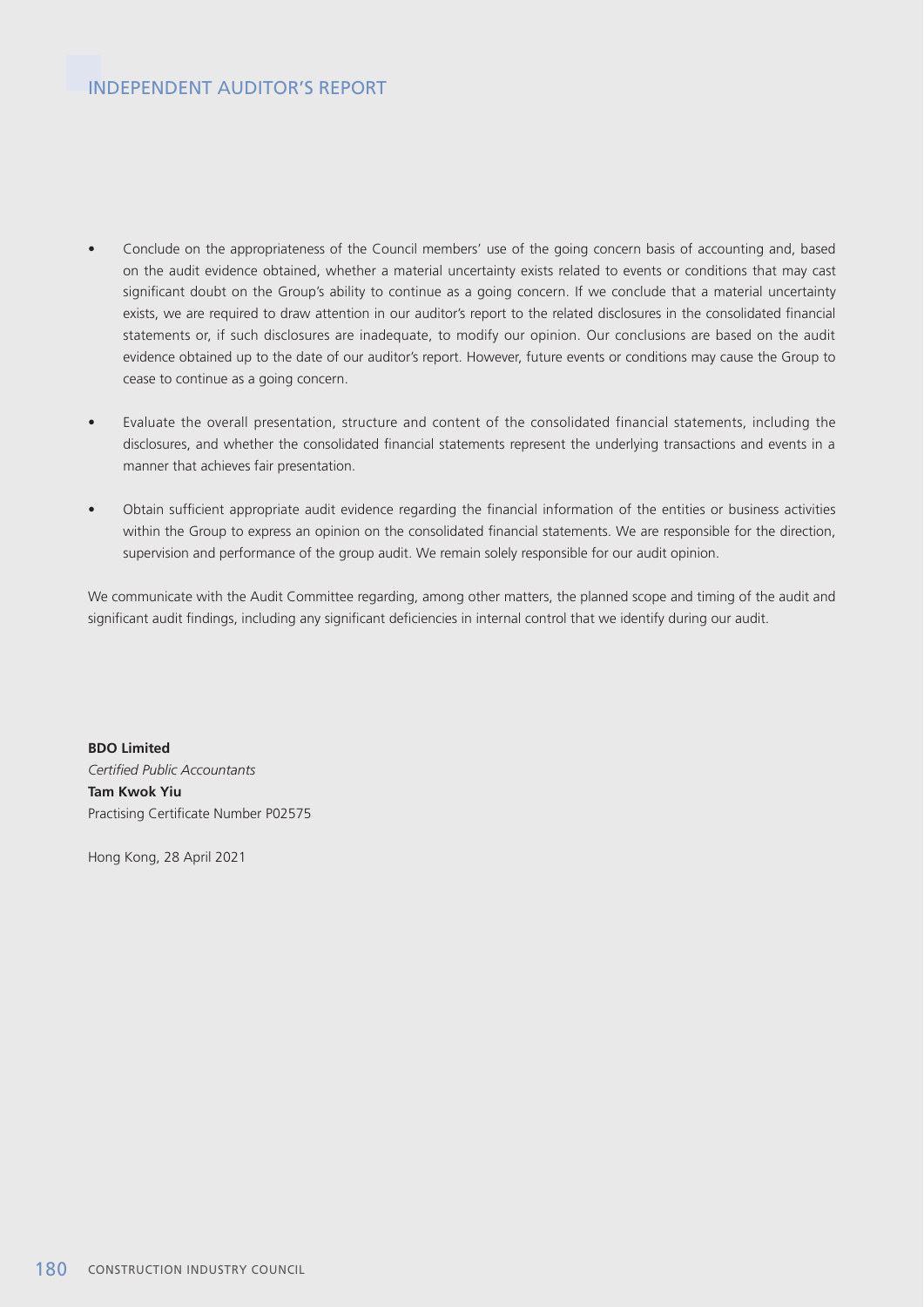- Conclude on the appropriateness of the Council members' use of the going concern basis of accounting and, based on the audit evidence obtained, whether a material uncertainty exists related to events or conditions that may cast significant doubt on the Group's ability to continue as a going concern. If we conclude that a material uncertainty exists, we are required to draw attention in our auditor's report to the related disclosures in the consolidated financial statements or, if such disclosures are inadequate, to modify our opinion. Our conclusions are based on the audit evidence obtained up to the date of our auditor's report. However, future events or conditions may cause the Group to cease to continue as a going concern.

- Evaluate the overall presentation, structure and content of the consolidated financial statements, including the disclosures, and whether the consolidated financial statements represent the underlying transactions and events in a manner that achieves fair presentation.

- Obtain sufficient appropriate audit evidence regarding the financial information of the entities or business activities within the Group to express an opinion on the consolidated financial statements. We are responsible for the direction, supervision and performance of the group audit. We remain solely responsible for our audit opinion.

We communicate with the Audit Committee regarding, among other matters, the planned scope and timing of the audit and significant audit findings, including any significant deficiencies in internal control that we identify during our audit.

**BDO Limited**
*Certified Public Accountants*
**Tam Kwok Yiu**
Practising Certificate Number P02575

Hong Kong, 28 April 2021